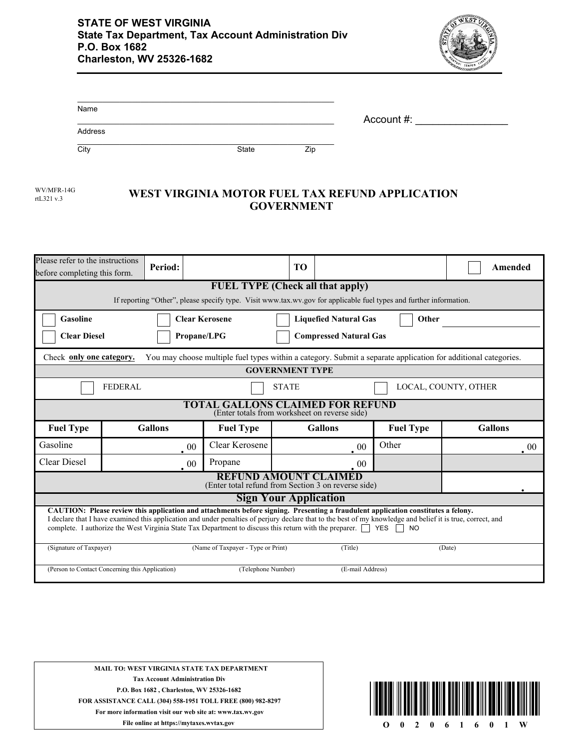**STATE OF WEST VIRGINIA**
**State Tax Department, Tax Account Administration Div**
**P.O. Box 1682**
**Charleston, WV 25326-1682**

Name ____________________________________________

Address ____________________________________________

City ____________ State ____________ Zip ____________

Account #: ________________

WV/MFR-14G
rtL321 v.3

# WEST VIRGINIA MOTOR FUEL TAX REFUND APPLICATION GOVERNMENT

| Please refer to the instructions before completing this form. | **Period:** | | **TO** | | ☐ **Amended** |
|---|---|---|---|---|---|

## FUEL TYPE (Check all that apply)

If reporting "Other", please specify type. Visit www.tax.wv.gov for applicable fuel types and further information.

| | | | |
|---|---|---|---|
| ☐ **Gasoline** | ☐ **Clear Kerosene** | ☐ **Liquefied Natural Gas** | ☐ **Other** ____________ |
| ☐ **Clear Diesel** | ☐ **Propane/LPG** | ☐ **Compressed Natural Gas** | |

Check **only one category.** You may choose multiple fuel types within a category. Submit a separate application for additional categories.

## GOVERNMENT TYPE

☐ FEDERAL ☐ STATE ☐ LOCAL, COUNTY, OTHER

## TOTAL GALLONS CLAIMED FOR REFUND

(Enter totals from worksheet on reverse side)

| Fuel Type | Gallons | Fuel Type | Gallons | Fuel Type | Gallons |
|---|---|---|---|---|---|
| Gasoline | . 00 | Clear Kerosene | . 00 | Other | . 00 |
| Clear Diesel | . 00 | Propane | . 00 | | |

| **REFUND AMOUNT CLAIMED** (Enter total refund from Section 3 on reverse side) | . |
|---|---|

## Sign Your Application

**CAUTION: Please review this application and attachments before signing. Presenting a fraudulent application constitutes a felony.**
I declare that I have examined this application and under penalties of perjury declare that to the best of my knowledge and belief it is true, correct, and complete. I authorize the West Virginia State Tax Department to discuss this return with the preparer. ☐ YES ☐ NO

(Signature of Taxpayer) (Name of Taxpayer - Type or Print) (Title) (Date)

(Person to Contact Concerning this Application) (Telephone Number) (E-mail Address)

**MAIL TO: WEST VIRGINIA STATE TAX DEPARTMENT**
**Tax Account Administration Div**
**P.O. Box 1682 , Charleston, WV 25326-1682**
**FOR ASSISTANCE CALL (304) 558-1951 TOLL FREE (800) 982-8297**
**For more information visit our web site at: www.tax.wv.gov**
**File online at https://mytaxes.wvtax.gov**

O 0 2 0 6 1 6 0 1 W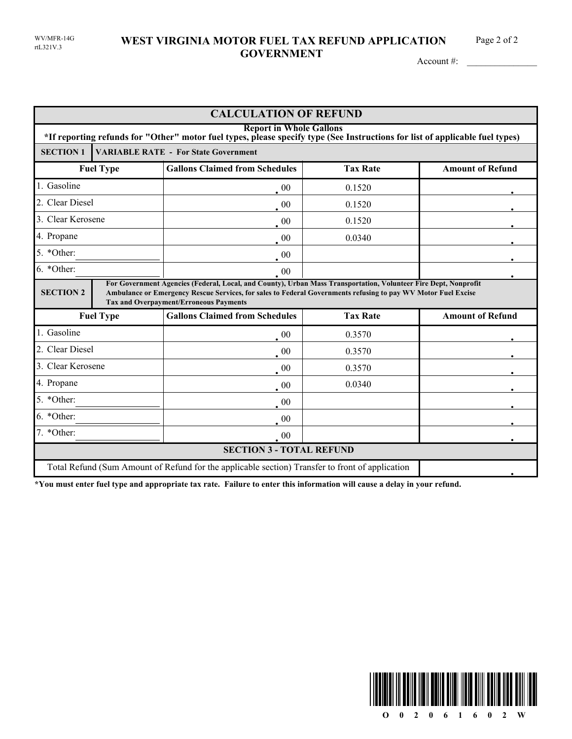WV/MFR-14G
rtL321V.3

# WEST VIRGINIA MOTOR FUEL TAX REFUND APPLICATION GOVERNMENT

Account #: _______________

## CALCULATION OF REFUND

**Report in Whole Gallons**

***If reporting refunds for "Other" motor fuel types, please specify type (See Instructions for list of applicable fuel types)**

| **SECTION 1** | **VARIABLE RATE - For State Government** | | |
|---|---|---|---|
| **Fuel Type** | **Gallons Claimed from Schedules** | **Tax Rate** | **Amount of Refund** |
| 1. Gasoline | . 00 | 0.1520 | . |
| 2. Clear Diesel | . 00 | 0.1520 | . |
| 3. Clear Kerosene | . 00 | 0.1520 | . |
| 4. Propane | . 00 | 0.0340 | . |
| 5. *Other: ________ | . 00 | | . |
| 6. *Other: ________ | . 00 | | . |

| **SECTION 2** | **For Government Agencies (Federal, Local, and County), Urban Mass Transportation, Volunteer Fire Dept, Nonprofit Ambulance or Emergency Rescue Services, for sales to Federal Governments refusing to pay WV Motor Fuel Excise Tax and Overpayment/Erroneous Payments** | | |
|---|---|---|---|
| **Fuel Type** | **Gallons Claimed from Schedules** | **Tax Rate** | **Amount of Refund** |
| 1. Gasoline | . 00 | 0.3570 | . |
| 2. Clear Diesel | . 00 | 0.3570 | . |
| 3. Clear Kerosene | . 00 | 0.3570 | . |
| 4. Propane | . 00 | 0.0340 | . |
| 5. *Other: ________ | . 00 | | . |
| 6. *Other: ________ | . 00 | | . |
| 7. *Other: ________ | . 00 | | . |

| **SECTION 3 - TOTAL REFUND** | |
|---|---|
| Total Refund (Sum Amount of Refund for the applicable section) Transfer to front of application | . |

***You must enter fuel type and appropriate tax rate. Failure to enter this information will cause a delay in your refund.**

O 0 2 0 6 1 6 0 2 W